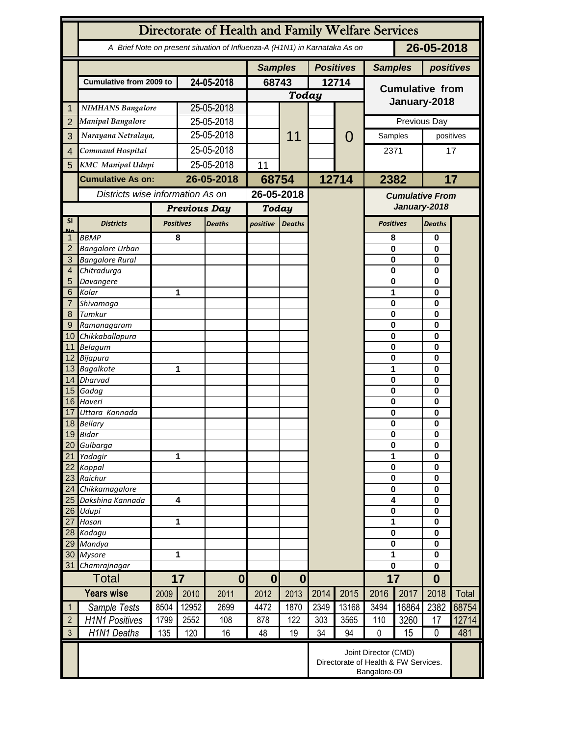# Directorate of Health and Family Welfare Services

A Brief Note on present situation of Influenza-A (H1N1) in Karnataka As on **26-05-2018**

| | | | Samples | | Positives | | Samples | positives |
|---|---|---|---|---|---|---|---|---|
| | Cumulative from 2009 to | 24-05-2018 | 68743 | | 12714 | | Cumulative from January-2018 | |
| | | | Today | | | | | |
| 1 | NIMHANS Bangalore | 25-05-2018 | | 11 | | 0 | | |
| 2 | Manipal Bangalore | 25-05-2018 | | | | | Previous Day | |
| 3 | Narayana Netralaya, | 25-05-2018 | | | | | Samples | positives |
| 4 | Command Hospital | 25-05-2018 | | | | | 2371 | 17 |
| 5 | KMC Manipal Udupi | 25-05-2018 | 11 | | | | | |
| | **Cumulative As on:** | **26-05-2018** | **68754** | | **12714** | | **2382** | **17** |

Districts wise information As on **26-05-2018**

| Sl No | Districts | Previous Day Positives | Previous Day Deaths | Today positive | Today Deaths | Cumulative From January-2018 Positives | Cumulative From January-2018 Deaths |
|---|---|---|---|---|---|---|---|
| 1 | BBMP | 8 | | | | 8 | 0 |
| 2 | Bangalore Urban | | | | | 0 | 0 |
| 3 | Bangalore Rural | | | | | 0 | 0 |
| 4 | Chitradurga | | | | | 0 | 0 |
| 5 | Davangere | | | | | 0 | 0 |
| 6 | Kolar | 1 | | | | 1 | 0 |
| 7 | Shivamoga | | | | | 0 | 0 |
| 8 | Tumkur | | | | | 0 | 0 |
| 9 | Ramanagaram | | | | | 0 | 0 |
| 10 | Chikkaballapura | | | | | 0 | 0 |
| 11 | Belagum | | | | | 0 | 0 |
| 12 | Bijapura | | | | | 0 | 0 |
| 13 | Bagalkote | 1 | | | | 1 | 0 |
| 14 | Dharvad | | | | | 0 | 0 |
| 15 | Gadag | | | | | 0 | 0 |
| 16 | Haveri | | | | | 0 | 0 |
| 17 | Uttara Kannada | | | | | 0 | 0 |
| 18 | Bellary | | | | | 0 | 0 |
| 19 | Bidar | | | | | 0 | 0 |
| 20 | Gulbarga | | | | | 0 | 0 |
| 21 | Yadagir | 1 | | | | 1 | 0 |
| 22 | Koppal | | | | | 0 | 0 |
| 23 | Raichur | | | | | 0 | 0 |
| 24 | Chikkamagalore | | | | | 0 | 0 |
| 25 | Dakshina Kannada | 4 | | | | 4 | 0 |
| 26 | Udupi | | | | | 0 | 0 |
| 27 | Hasan | 1 | | | | 1 | 0 |
| 28 | Kodagu | | | | | 0 | 0 |
| 29 | Mandya | | | | | 0 | 0 |
| 30 | Mysore | 1 | | | | 1 | 0 |
| 31 | Chamrajnagar | | | | | 0 | 0 |
| | **Total** | **17** | **0** | **0** | **0** | **17** | **0** |

| | Years wise | 2009 | 2010 | 2011 | 2012 | 2013 | 2014 | 2015 | 2016 | 2017 | 2018 | Total |
|---|---|---|---|---|---|---|---|---|---|---|---|---|
| 1 | Sample Tests | 8504 | 12952 | 2699 | 4472 | 1870 | 2349 | 13168 | 3494 | 16864 | 2382 | 68754 |
| 2 | H1N1 Positives | 1799 | 2552 | 108 | 878 | 122 | 303 | 3565 | 110 | 3260 | 17 | 12714 |
| 3 | H1N1 Deaths | 135 | 120 | 16 | 48 | 19 | 34 | 94 | 0 | 15 | 0 | 481 |

Joint Director (CMD)
Directorate of Health & FW Services.
Bangalore-09